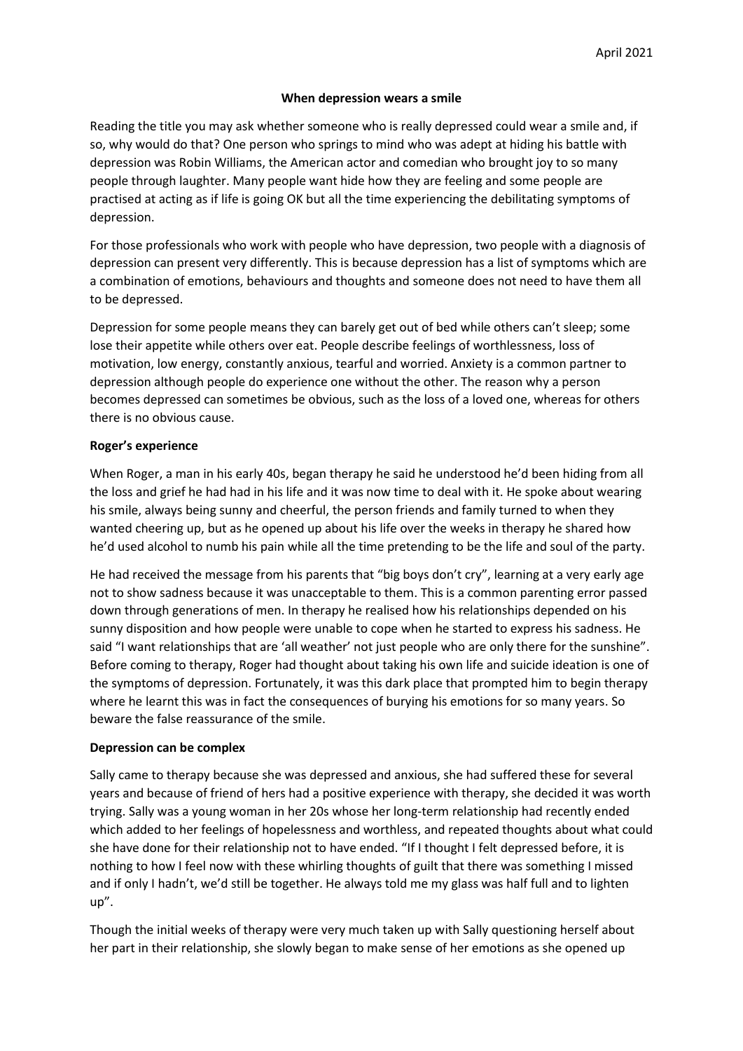April 2021

## When depression wears a smile

Reading the title you may ask whether someone who is really depressed could wear a smile and, if so, why would do that? One person who springs to mind who was adept at hiding his battle with depression was Robin Williams, the American actor and comedian who brought joy to so many people through laughter. Many people want hide how they are feeling and some people are practised at acting as if life is going OK but all the time experiencing the debilitating symptoms of depression.

For those professionals who work with people who have depression, two people with a diagnosis of depression can present very differently. This is because depression has a list of symptoms which are a combination of emotions, behaviours and thoughts and someone does not need to have them all to be depressed.

Depression for some people means they can barely get out of bed while others can't sleep; some lose their appetite while others over eat. People describe feelings of worthlessness, loss of motivation, low energy, constantly anxious, tearful and worried. Anxiety is a common partner to depression although people do experience one without the other. The reason why a person becomes depressed can sometimes be obvious, such as the loss of a loved one, whereas for others there is no obvious cause.

### Roger's experience

When Roger, a man in his early 40s, began therapy he said he understood he'd been hiding from all the loss and grief he had had in his life and it was now time to deal with it. He spoke about wearing his smile, always being sunny and cheerful, the person friends and family turned to when they wanted cheering up, but as he opened up about his life over the weeks in therapy he shared how he'd used alcohol to numb his pain while all the time pretending to be the life and soul of the party.

He had received the message from his parents that "big boys don't cry", learning at a very early age not to show sadness because it was unacceptable to them. This is a common parenting error passed down through generations of men. In therapy he realised how his relationships depended on his sunny disposition and how people were unable to cope when he started to express his sadness. He said "I want relationships that are 'all weather' not just people who are only there for the sunshine". Before coming to therapy, Roger had thought about taking his own life and suicide ideation is one of the symptoms of depression. Fortunately, it was this dark place that prompted him to begin therapy where he learnt this was in fact the consequences of burying his emotions for so many years. So beware the false reassurance of the smile.

### Depression can be complex

Sally came to therapy because she was depressed and anxious, she had suffered these for several years and because of friend of hers had a positive experience with therapy, she decided it was worth trying. Sally was a young woman in her 20s whose her long-term relationship had recently ended which added to her feelings of hopelessness and worthless, and repeated thoughts about what could she have done for their relationship not to have ended. "If I thought I felt depressed before, it is nothing to how I feel now with these whirling thoughts of guilt that there was something I missed and if only I hadn't, we'd still be together. He always told me my glass was half full and to lighten up".

Though the initial weeks of therapy were very much taken up with Sally questioning herself about her part in their relationship, she slowly began to make sense of her emotions as she opened up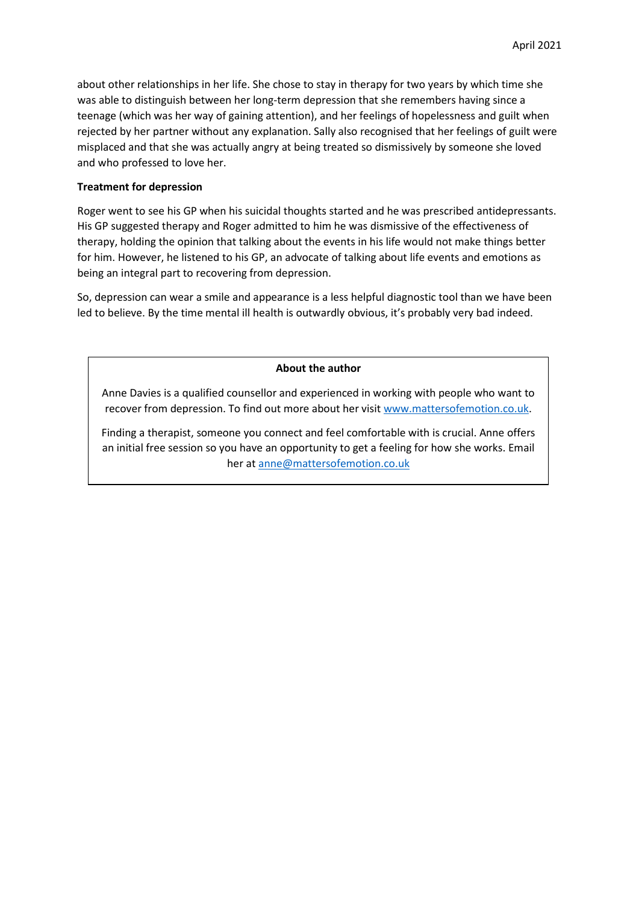about other relationships in her life. She chose to stay in therapy for two years by which time she was able to distinguish between her long-term depression that she remembers having since a teenage (which was her way of gaining attention), and her feelings of hopelessness and guilt when rejected by her partner without any explanation. Sally also recognised that her feelings of guilt were misplaced and that she was actually angry at being treated so dismissively by someone she loved and who professed to love her.

**Treatment for depression**

Roger went to see his GP when his suicidal thoughts started and he was prescribed antidepressants. His GP suggested therapy and Roger admitted to him he was dismissive of the effectiveness of therapy, holding the opinion that talking about the events in his life would not make things better for him. However, he listened to his GP, an advocate of talking about life events and emotions as being an integral part to recovering from depression.

So, depression can wear a smile and appearance is a less helpful diagnostic tool than we have been led to believe. By the time mental ill health is outwardly obvious, it's probably very bad indeed.

**About the author**

Anne Davies is a qualified counsellor and experienced in working with people who want to recover from depression. To find out more about her visit [www.mattersofemotion.co.uk](http://www.mattersofemotion.co.uk).

Finding a therapist, someone you connect and feel comfortable with is crucial. Anne offers an initial free session so you have an opportunity to get a feeling for how she works. Email her at [anne@mattersofemotion.co.uk](mailto:anne@mattersofemotion.co.uk)